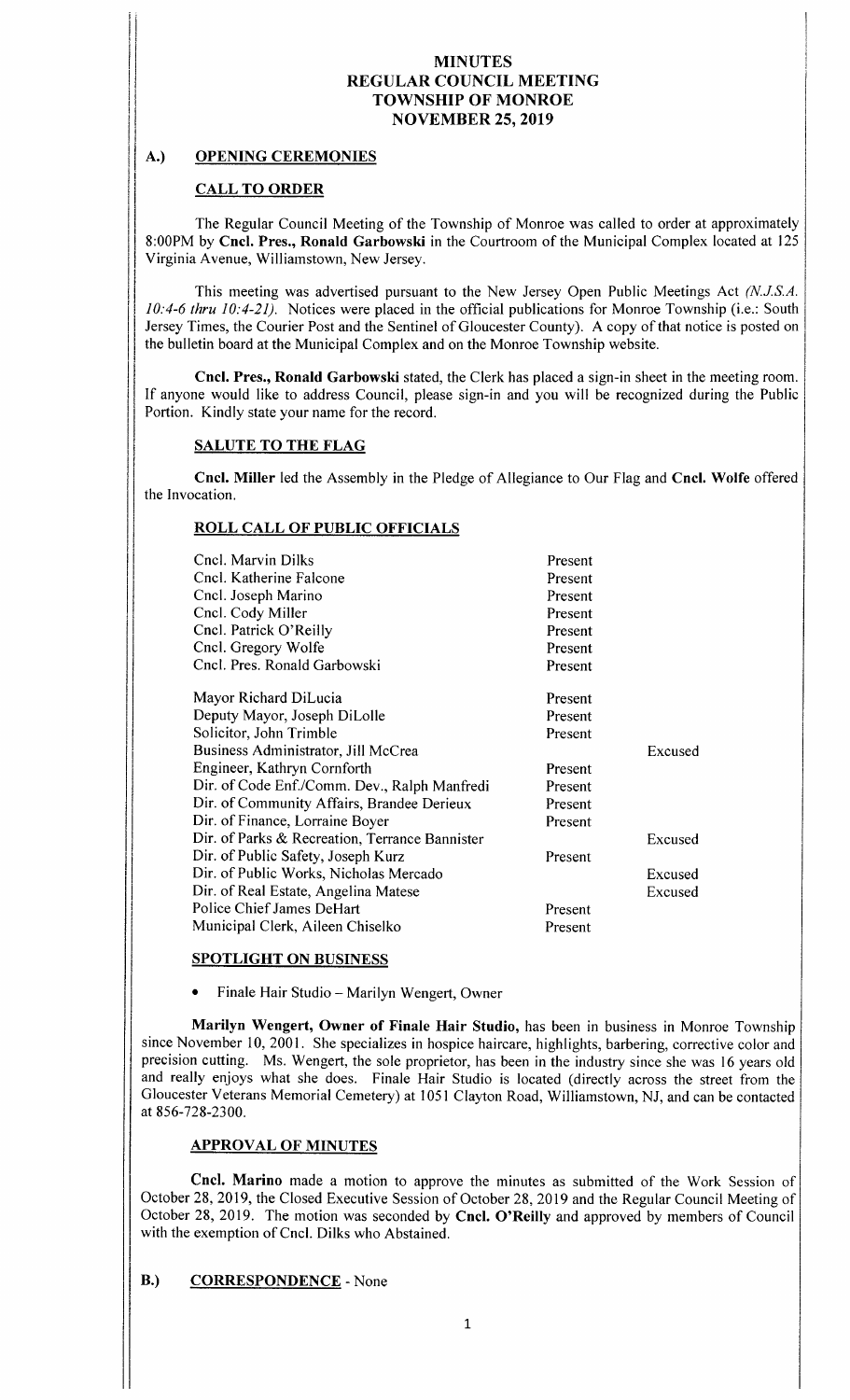# MINUTES
# REGULAR COUNCIL MEETING
# TOWNSHIP OF MONROE
# NOVEMBER 25, 2019

## A.) OPENING CEREMONIES

### CALL TO ORDER

The Regular Council Meeting of the Township of Monroe was called to order at approximately 8:00PM by **Cncl. Pres., Ronald Garbowski** in the Courtroom of the Municipal Complex located at 125 Virginia Avenue, Williamstown, New Jersey.

This meeting was advertised pursuant to the New Jersey Open Public Meetings Act *(N.J.S.A. 10:4-6 thru 10:4-21).* Notices were placed in the official publications for Monroe Township (i.e.: South Jersey Times, the Courier Post and the Sentinel of Gloucester County). A copy of that notice is posted on the bulletin board at the Municipal Complex and on the Monroe Township website.

**Cncl. Pres., Ronald Garbowski** stated, the Clerk has placed a sign-in sheet in the meeting room. If anyone would like to address Council, please sign-in and you will be recognized during the Public Portion. Kindly state your name for the record.

### SALUTE TO THE FLAG

**Cncl. Miller** led the Assembly in the Pledge of Allegiance to Our Flag and **Cncl. Wolfe** offered the Invocation.

### ROLL CALL OF PUBLIC OFFICIALS

| | | |
|---|---|---|
| Cncl. Marvin Dilks | Present | |
| Cncl. Katherine Falcone | Present | |
| Cncl. Joseph Marino | Present | |
| Cncl. Cody Miller | Present | |
| Cncl. Patrick O'Reilly | Present | |
| Cncl. Gregory Wolfe | Present | |
| Cncl. Pres. Ronald Garbowski | Present | |
| Mayor Richard DiLucia | Present | |
| Deputy Mayor, Joseph DiLolle | Present | |
| Solicitor, John Trimble | Present | |
| Business Administrator, Jill McCrea | | Excused |
| Engineer, Kathryn Cornforth | Present | |
| Dir. of Code Enf./Comm. Dev., Ralph Manfredi | Present | |
| Dir. of Community Affairs, Brandee Derieux | Present | |
| Dir. of Finance, Lorraine Boyer | Present | |
| Dir. of Parks & Recreation, Terrance Bannister | | Excused |
| Dir. of Public Safety, Joseph Kurz | Present | |
| Dir. of Public Works, Nicholas Mercado | | Excused |
| Dir. of Real Estate, Angelina Matese | | Excused |
| Police Chief James DeHart | Present | |
| Municipal Clerk, Aileen Chiselko | Present | |

### SPOTLIGHT ON BUSINESS

- Finale Hair Studio – Marilyn Wengert, Owner

**Marilyn Wengert, Owner of Finale Hair Studio,** has been in business in Monroe Township since November 10, 2001. She specializes in hospice haircare, highlights, barbering, corrective color and precision cutting. Ms. Wengert, the sole proprietor, has been in the industry since she was 16 years old and really enjoys what she does. Finale Hair Studio is located (directly across the street from the Gloucester Veterans Memorial Cemetery) at 1051 Clayton Road, Williamstown, NJ, and can be contacted at 856-728-2300.

### APPROVAL OF MINUTES

**Cncl. Marino** made a motion to approve the minutes as submitted of the Work Session of October 28, 2019, the Closed Executive Session of October 28, 2019 and the Regular Council Meeting of October 28, 2019. The motion was seconded by **Cncl. O'Reilly** and approved by members of Council with the exemption of Cncl. Dilks who Abstained.

## B.) CORRESPONDENCE - None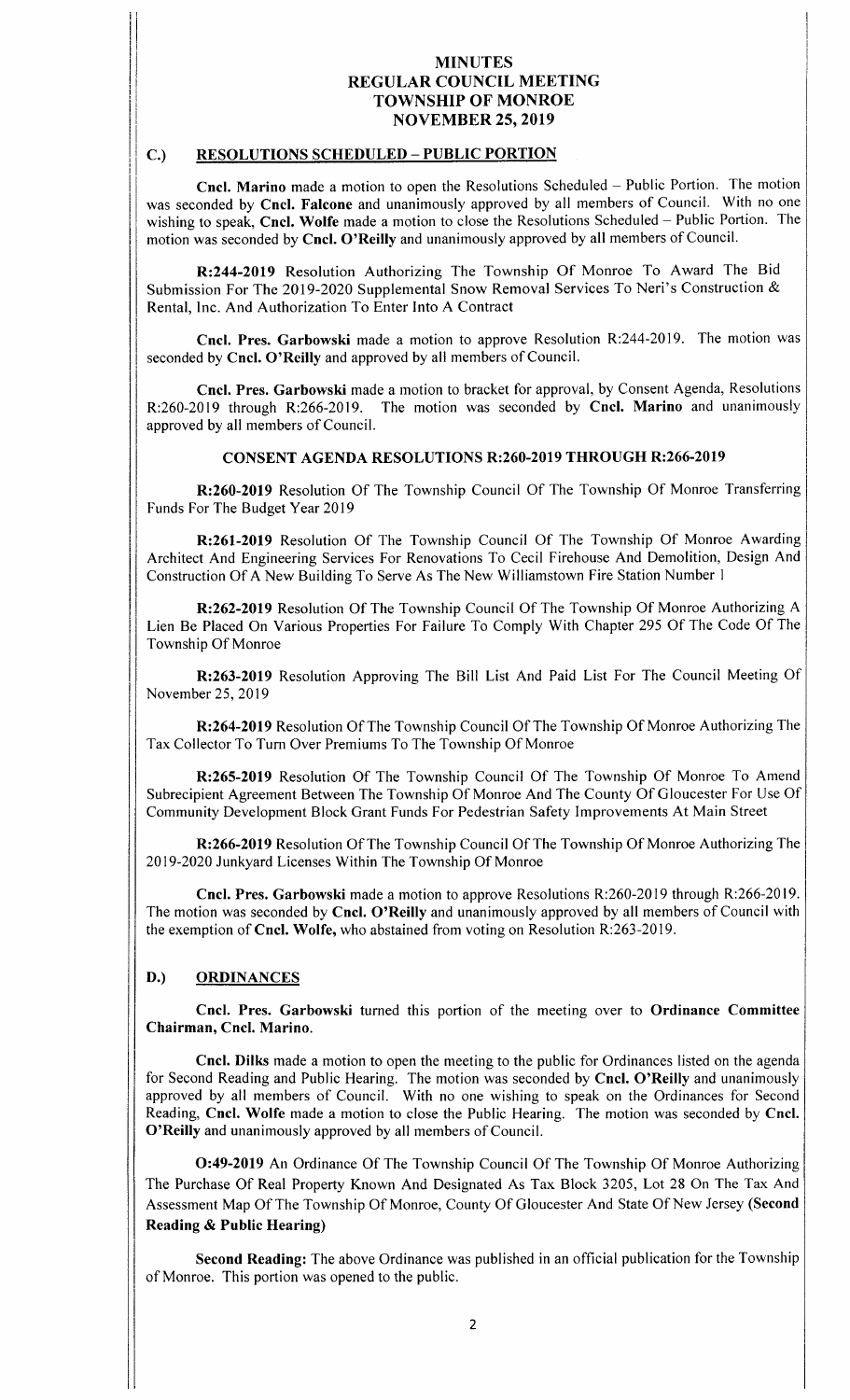## C.) RESOLUTIONS SCHEDULED – PUBLIC PORTION

**Cncl. Marino** made a motion to open the Resolutions Scheduled – Public Portion. The motion was seconded by **Cncl. Falcone** and unanimously approved by all members of Council. With no one wishing to speak, **Cncl. Wolfe** made a motion to close the Resolutions Scheduled – Public Portion. The motion was seconded by **Cncl. O'Reilly** and unanimously approved by all members of Council.

**R:244-2019** Resolution Authorizing The Township Of Monroe To Award The Bid Submission For The 2019-2020 Supplemental Snow Removal Services To Neri's Construction & Rental, Inc. And Authorization To Enter Into A Contract

**Cncl. Pres. Garbowski** made a motion to approve Resolution R:244-2019. The motion was seconded by **Cncl. O'Reilly** and approved by all members of Council.

**Cncl. Pres. Garbowski** made a motion to bracket for approval, by Consent Agenda, Resolutions R:260-2019 through R:266-2019. The motion was seconded by **Cncl. Marino** and unanimously approved by all members of Council.

### CONSENT AGENDA RESOLUTIONS R:260-2019 THROUGH R:266-2019

**R:260-2019** Resolution Of The Township Council Of The Township Of Monroe Transferring Funds For The Budget Year 2019

**R:261-2019** Resolution Of The Township Council Of The Township Of Monroe Awarding Architect And Engineering Services For Renovations To Cecil Firehouse And Demolition, Design And Construction Of A New Building To Serve As The New Williamstown Fire Station Number 1

**R:262-2019** Resolution Of The Township Council Of The Township Of Monroe Authorizing A Lien Be Placed On Various Properties For Failure To Comply With Chapter 295 Of The Code Of The Township Of Monroe

**R:263-2019** Resolution Approving The Bill List And Paid List For The Council Meeting Of November 25, 2019

**R:264-2019** Resolution Of The Township Council Of The Township Of Monroe Authorizing The Tax Collector To Turn Over Premiums To The Township Of Monroe

**R:265-2019** Resolution Of The Township Council Of The Township Of Monroe To Amend Subrecipient Agreement Between The Township Of Monroe And The County Of Gloucester For Use Of Community Development Block Grant Funds For Pedestrian Safety Improvements At Main Street

**R:266-2019** Resolution Of The Township Council Of The Township Of Monroe Authorizing The 2019-2020 Junkyard Licenses Within The Township Of Monroe

**Cncl. Pres. Garbowski** made a motion to approve Resolutions R:260-2019 through R:266-2019. The motion was seconded by **Cncl. O'Reilly** and unanimously approved by all members of Council with the exemption of **Cncl. Wolfe,** who abstained from voting on Resolution R:263-2019.

## D.) ORDINANCES

**Cncl. Pres. Garbowski** turned this portion of the meeting over to **Ordinance Committee Chairman, Cncl. Marino.**

**Cncl. Dilks** made a motion to open the meeting to the public for Ordinances listed on the agenda for Second Reading and Public Hearing. The motion was seconded by **Cncl. O'Reilly** and unanimously approved by all members of Council. With no one wishing to speak on the Ordinances for Second Reading, **Cncl. Wolfe** made a motion to close the Public Hearing. The motion was seconded by **Cncl. O'Reilly** and unanimously approved by all members of Council.

**O:49-2019** An Ordinance Of The Township Council Of The Township Of Monroe Authorizing The Purchase Of Real Property Known And Designated As Tax Block 3205, Lot 28 On The Tax And Assessment Map Of The Township Of Monroe, County Of Gloucester And State Of New Jersey **(Second Reading & Public Hearing)**

**Second Reading:** The above Ordinance was published in an official publication for the Township of Monroe. This portion was opened to the public.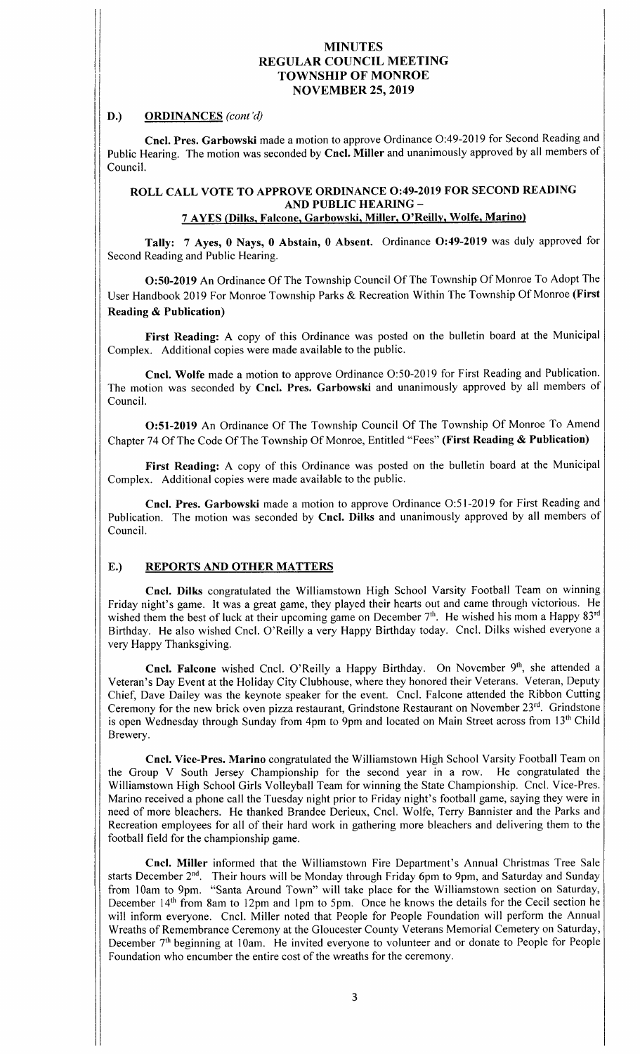# MINUTES
# REGULAR COUNCIL MEETING
# TOWNSHIP OF MONROE
# NOVEMBER 25, 2019

## D.) ORDINANCES *(cont'd)*

**Cncl. Pres. Garbowski** made a motion to approve Ordinance O:49-2019 for Second Reading and Public Hearing. The motion was seconded by **Cncl. Miller** and unanimously approved by all members of Council.

**ROLL CALL VOTE TO APPROVE ORDINANCE O:49-2019 FOR SECOND READING AND PUBLIC HEARING –**
**7 AYES (Dilks, Falcone, Garbowski, Miller, O'Reilly, Wolfe, Marino)**

**Tally: 7 Ayes, 0 Nays, 0 Abstain, 0 Absent.** Ordinance **O:49-2019** was duly approved for Second Reading and Public Hearing.

**O:50-2019** An Ordinance Of The Township Council Of The Township Of Monroe To Adopt The User Handbook 2019 For Monroe Township Parks & Recreation Within The Township Of Monroe **(First Reading & Publication)**

**First Reading:** A copy of this Ordinance was posted on the bulletin board at the Municipal Complex. Additional copies were made available to the public.

**Cncl. Wolfe** made a motion to approve Ordinance O:50-2019 for First Reading and Publication. The motion was seconded by **Cncl. Pres. Garbowski** and unanimously approved by all members of Council.

**O:51-2019** An Ordinance Of The Township Council Of The Township Of Monroe To Amend Chapter 74 Of The Code Of The Township Of Monroe, Entitled "Fees" **(First Reading & Publication)**

**First Reading:** A copy of this Ordinance was posted on the bulletin board at the Municipal Complex. Additional copies were made available to the public.

**Cncl. Pres. Garbowski** made a motion to approve Ordinance O:51-2019 for First Reading and Publication. The motion was seconded by **Cncl. Dilks** and unanimously approved by all members of Council.

## E.) REPORTS AND OTHER MATTERS

**Cncl. Dilks** congratulated the Williamstown High School Varsity Football Team on winning Friday night's game. It was a great game, they played their hearts out and came through victorious. He wished them the best of luck at their upcoming game on December 7th. He wished his mom a Happy 83rd Birthday. He also wished Cncl. O'Reilly a very Happy Birthday today. Cncl. Dilks wished everyone a very Happy Thanksgiving.

**Cncl. Falcone** wished Cncl. O'Reilly a Happy Birthday. On November 9th, she attended a Veteran's Day Event at the Holiday City Clubhouse, where they honored their Veterans. Veteran, Deputy Chief, Dave Dailey was the keynote speaker for the event. Cncl. Falcone attended the Ribbon Cutting Ceremony for the new brick oven pizza restaurant, Grindstone Restaurant on November 23rd. Grindstone is open Wednesday through Sunday from 4pm to 9pm and located on Main Street across from 13th Child Brewery.

**Cncl. Vice-Pres. Marino** congratulated the Williamstown High School Varsity Football Team on the Group V South Jersey Championship for the second year in a row. He congratulated the Williamstown High School Girls Volleyball Team for winning the State Championship. Cncl. Vice-Pres. Marino received a phone call the Tuesday night prior to Friday night's football game, saying they were in need of more bleachers. He thanked Brandee Derieux, Cncl. Wolfe, Terry Bannister and the Parks and Recreation employees for all of their hard work in gathering more bleachers and delivering them to the football field for the championship game.

**Cncl. Miller** informed that the Williamstown Fire Department's Annual Christmas Tree Sale starts December 2nd. Their hours will be Monday through Friday 6pm to 9pm, and Saturday and Sunday from 10am to 9pm. "Santa Around Town" will take place for the Williamstown section on Saturday, December 14th from 8am to 12pm and 1pm to 5pm. Once he knows the details for the Cecil section he will inform everyone. Cncl. Miller noted that People for People Foundation will perform the Annual Wreaths of Remembrance Ceremony at the Gloucester County Veterans Memorial Cemetery on Saturday, December 7th beginning at 10am. He invited everyone to volunteer and or donate to People for People Foundation who encumber the entire cost of the wreaths for the ceremony.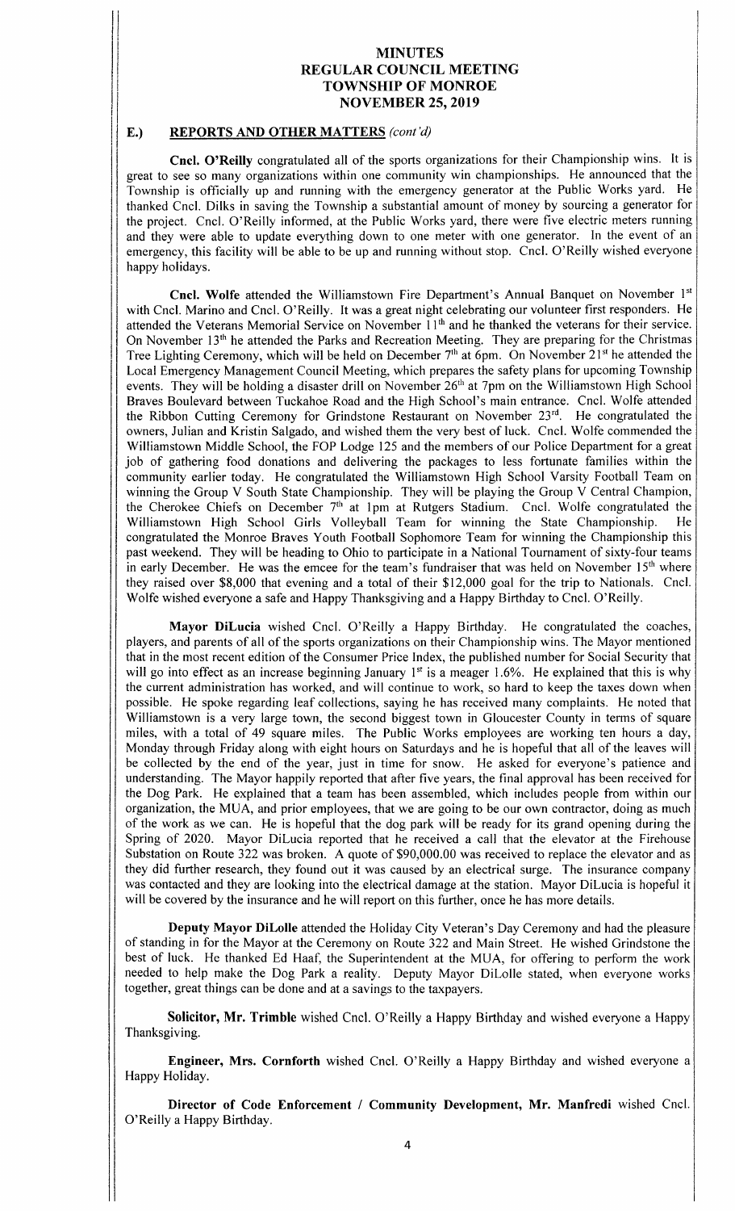# MINUTES
# REGULAR COUNCIL MEETING
# TOWNSHIP OF MONROE
# NOVEMBER 25, 2019

## E.) REPORTS AND OTHER MATTERS *(cont'd)*

**Cncl. O'Reilly** congratulated all of the sports organizations for their Championship wins. It is great to see so many organizations within one community win championships. He announced that the Township is officially up and running with the emergency generator at the Public Works yard. He thanked Cncl. Dilks in saving the Township a substantial amount of money by sourcing a generator for the project. Cncl. O'Reilly informed, at the Public Works yard, there were five electric meters running and they were able to update everything down to one meter with one generator. In the event of an emergency, this facility will be able to be up and running without stop. Cncl. O'Reilly wished everyone happy holidays.

**Cncl. Wolfe** attended the Williamstown Fire Department's Annual Banquet on November 1st with Cncl. Marino and Cncl. O'Reilly. It was a great night celebrating our volunteer first responders. He attended the Veterans Memorial Service on November 11th and he thanked the veterans for their service. On November 13th he attended the Parks and Recreation Meeting. They are preparing for the Christmas Tree Lighting Ceremony, which will be held on December 7th at 6pm. On November 21st he attended the Local Emergency Management Council Meeting, which prepares the safety plans for upcoming Township events. They will be holding a disaster drill on November 26th at 7pm on the Williamstown High School Braves Boulevard between Tuckahoe Road and the High School's main entrance. Cncl. Wolfe attended the Ribbon Cutting Ceremony for Grindstone Restaurant on November 23rd. He congratulated the owners, Julian and Kristin Salgado, and wished them the very best of luck. Cncl. Wolfe commended the Williamstown Middle School, the FOP Lodge 125 and the members of our Police Department for a great job of gathering food donations and delivering the packages to less fortunate families within the community earlier today. He congratulated the Williamstown High School Varsity Football Team on winning the Group V South State Championship. They will be playing the Group V Central Champion, the Cherokee Chiefs on December 7th at 1pm at Rutgers Stadium. Cncl. Wolfe congratulated the Williamstown High School Girls Volleyball Team for winning the State Championship. He congratulated the Monroe Braves Youth Football Sophomore Team for winning the Championship this past weekend. They will be heading to Ohio to participate in a National Tournament of sixty-four teams in early December. He was the emcee for the team's fundraiser that was held on November 15th where they raised over $8,000 that evening and a total of their $12,000 goal for the trip to Nationals. Cncl. Wolfe wished everyone a safe and Happy Thanksgiving and a Happy Birthday to Cncl. O'Reilly.

**Mayor DiLucia** wished Cncl. O'Reilly a Happy Birthday. He congratulated the coaches, players, and parents of all of the sports organizations on their Championship wins. The Mayor mentioned that in the most recent edition of the Consumer Price Index, the published number for Social Security that will go into effect as an increase beginning January 1st is a meager 1.6%. He explained that this is why the current administration has worked, and will continue to work, so hard to keep the taxes down when possible. He spoke regarding leaf collections, saying he has received many complaints. He noted that Williamstown is a very large town, the second biggest town in Gloucester County in terms of square miles, with a total of 49 square miles. The Public Works employees are working ten hours a day, Monday through Friday along with eight hours on Saturdays and he is hopeful that all of the leaves will be collected by the end of the year, just in time for snow. He asked for everyone's patience and understanding. The Mayor happily reported that after five years, the final approval has been received for the Dog Park. He explained that a team has been assembled, which includes people from within our organization, the MUA, and prior employees, that we are going to be our own contractor, doing as much of the work as we can. He is hopeful that the dog park will be ready for its grand opening during the Spring of 2020. Mayor DiLucia reported that he received a call that the elevator at the Firehouse Substation on Route 322 was broken. A quote of $90,000.00 was received to replace the elevator and as they did further research, they found out it was caused by an electrical surge. The insurance company was contacted and they are looking into the electrical damage at the station. Mayor DiLucia is hopeful it will be covered by the insurance and he will report on this further, once he has more details.

**Deputy Mayor DiLolle** attended the Holiday City Veteran's Day Ceremony and had the pleasure of standing in for the Mayor at the Ceremony on Route 322 and Main Street. He wished Grindstone the best of luck. He thanked Ed Haaf, the Superintendent at the MUA, for offering to perform the work needed to help make the Dog Park a reality. Deputy Mayor DiLolle stated, when everyone works together, great things can be done and at a savings to the taxpayers.

**Solicitor, Mr. Trimble** wished Cncl. O'Reilly a Happy Birthday and wished everyone a Happy Thanksgiving.

**Engineer, Mrs. Cornforth** wished Cncl. O'Reilly a Happy Birthday and wished everyone a Happy Holiday.

**Director of Code Enforcement / Community Development, Mr. Manfredi** wished Cncl. O'Reilly a Happy Birthday.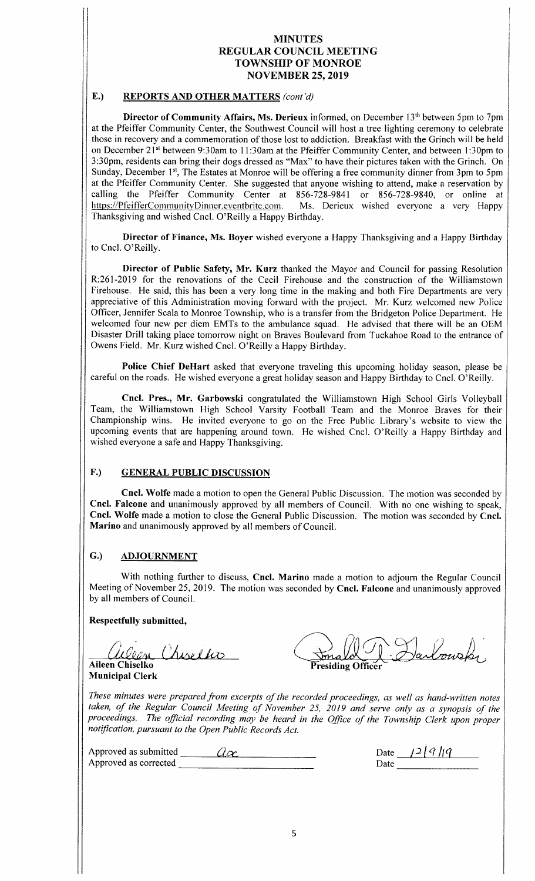# MINUTES
# REGULAR COUNCIL MEETING
# TOWNSHIP OF MONROE
# NOVEMBER 25, 2019

## E.) REPORTS AND OTHER MATTERS *(cont'd)*

**Director of Community Affairs, Ms. Derieux** informed, on December 13th between 5pm to 7pm at the Pfeiffer Community Center, the Southwest Council will host a tree lighting ceremony to celebrate those in recovery and a commemoration of those lost to addiction. Breakfast with the Grinch will be held on December 21st between 9:30am to 11:30am at the Pfeiffer Community Center, and between 1:30pm to 3:30pm, residents can bring their dogs dressed as "Max" to have their pictures taken with the Grinch. On Sunday, December 1st, The Estates at Monroe will be offering a free community dinner from 3pm to 5pm at the Pfeiffer Community Center. She suggested that anyone wishing to attend, make a reservation by calling the Pfeiffer Community Center at 856-728-9841 or 856-728-9840, or online at https://PfeifferCommunityDinner.eventbrite.com. Ms. Derieux wished everyone a very Happy Thanksgiving and wished Cncl. O'Reilly a Happy Birthday.

**Director of Finance, Ms. Boyer** wished everyone a Happy Thanksgiving and a Happy Birthday to Cncl. O'Reilly.

**Director of Public Safety, Mr. Kurz** thanked the Mayor and Council for passing Resolution R:261-2019 for the renovations of the Cecil Firehouse and the construction of the Williamstown Firehouse. He said, this has been a very long time in the making and both Fire Departments are very appreciative of this Administration moving forward with the project. Mr. Kurz welcomed new Police Officer, Jennifer Scala to Monroe Township, who is a transfer from the Bridgeton Police Department. He welcomed four new per diem EMTs to the ambulance squad. He advised that there will be an OEM Disaster Drill taking place tomorrow night on Braves Boulevard from Tuckahoe Road to the entrance of Owens Field. Mr. Kurz wished Cncl. O'Reilly a Happy Birthday.

**Police Chief DeHart** asked that everyone traveling this upcoming holiday season, please be careful on the roads. He wished everyone a great holiday season and Happy Birthday to Cncl. O'Reilly.

**Cncl. Pres., Mr. Garbowski** congratulated the Williamstown High School Girls Volleyball Team, the Williamstown High School Varsity Football Team and the Monroe Braves for their Championship wins. He invited everyone to go on the Free Public Library's website to view the upcoming events that are happening around town. He wished Cncl. O'Reilly a Happy Birthday and wished everyone a safe and Happy Thanksgiving.

## F.) GENERAL PUBLIC DISCUSSION

**Cncl. Wolfe** made a motion to open the General Public Discussion. The motion was seconded by **Cncl. Falcone** and unanimously approved by all members of Council. With no one wishing to speak, **Cncl. Wolfe** made a motion to close the General Public Discussion. The motion was seconded by **Cncl. Marino** and unanimously approved by all members of Council.

## G.) ADJOURNMENT

With nothing further to discuss, **Cncl. Marino** made a motion to adjourn the Regular Council Meeting of November 25, 2019. The motion was seconded by **Cncl. Falcone** and unanimously approved by all members of Council.

**Respectfully submitted,**

*Aileen Chiselko*
**Aileen Chiselko**
**Municipal Clerk**

*Ronald J. Garbowski*
**Presiding Officer**

*These minutes were prepared from excerpts of the recorded proceedings, as well as hand-written notes taken, of the Regular Council Meeting of November 25, 2019 and serve only as a synopsis of the proceedings. The official recording may be heard in the Office of the Township Clerk upon proper notification, pursuant to the Open Public Records Act.*

Approved as submitted *ac* Date *12/9/19*
Approved as corrected ______ Date ______